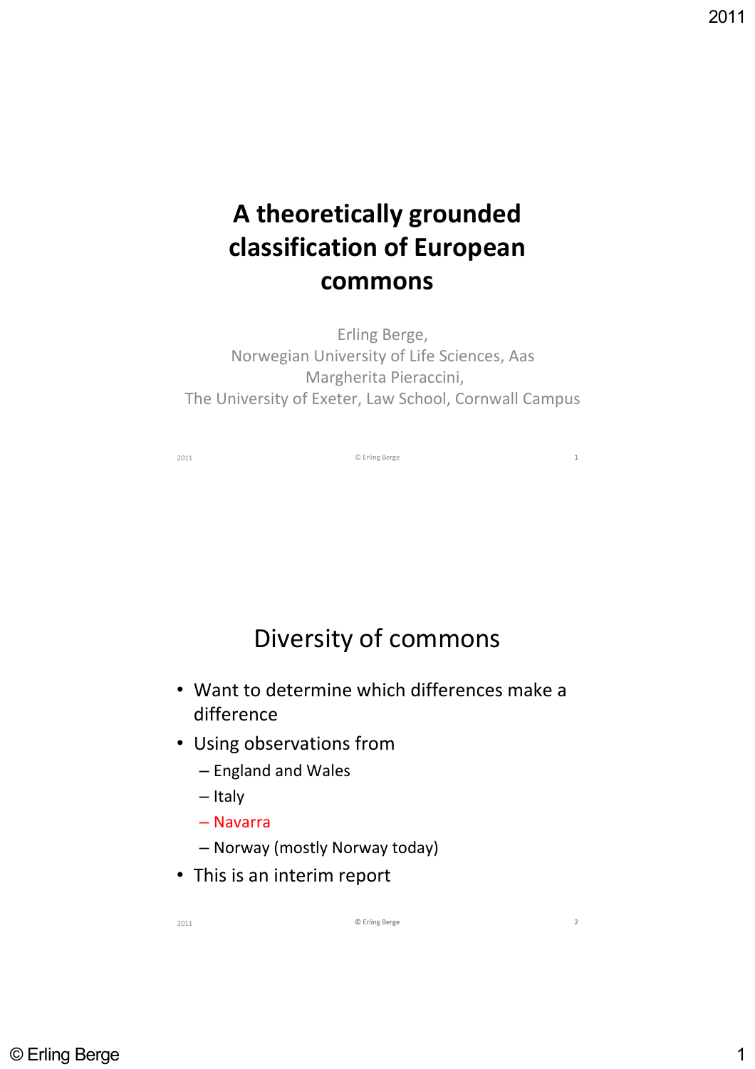# A theoretically grounded classification of European commons

Erling Berge,
Norwegian University of Life Sciences, Aas
Margherita Pieraccini,
The University of Exeter, Law School, Cornwall Campus

## Diversity of commons

- Want to determine which differences make a difference
- Using observations from
  - England and Wales
  - Italy
  - Navarra
  - Norway (mostly Norway today)
- This is an interim report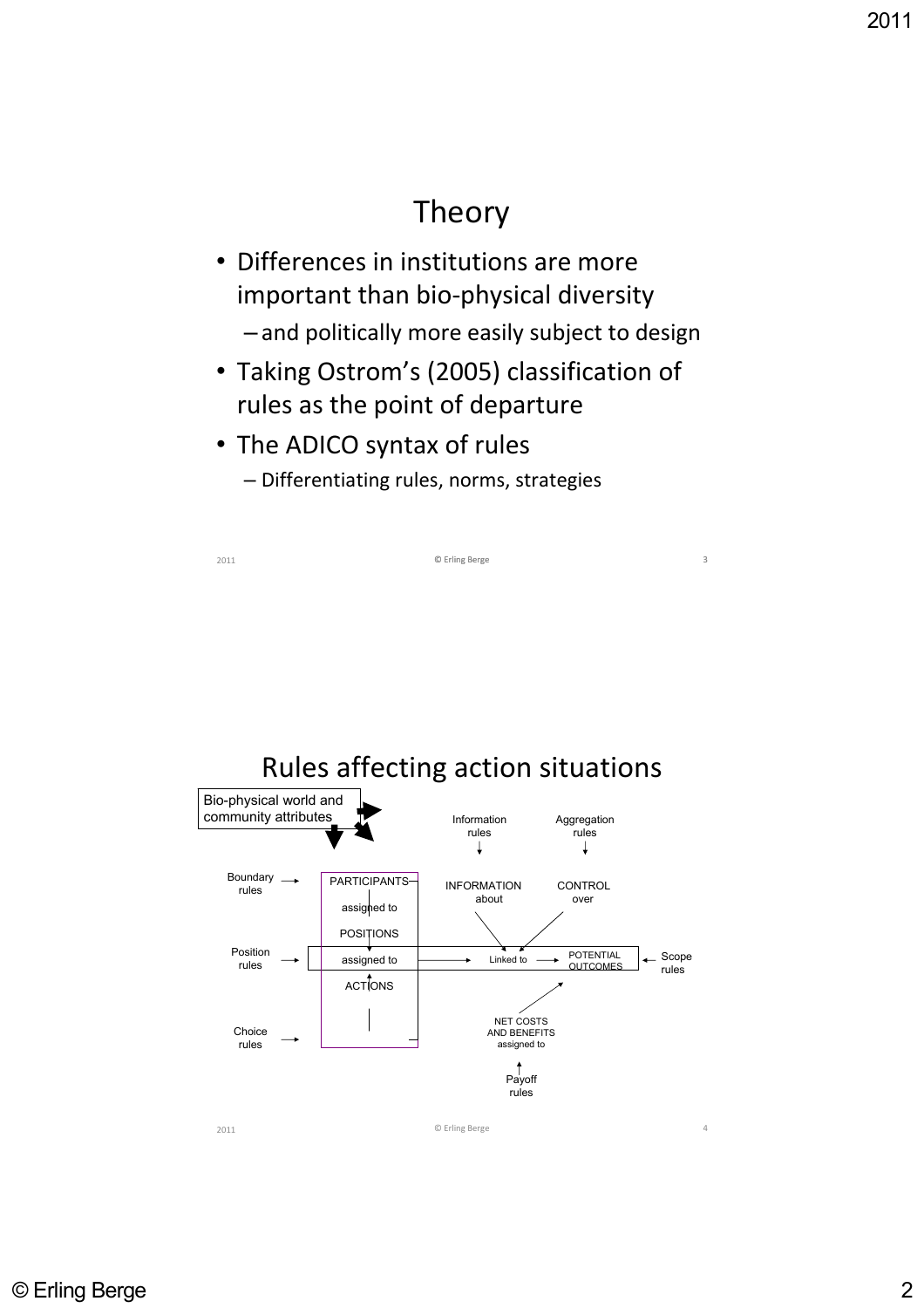## Theory

- Differences in institutions are more important than bio-physical diversity
  - and politically more easily subject to design
- Taking Ostrom's (2005) classification of rules as the point of departure
- The ADICO syntax of rules
  - Differentiating rules, norms, strategies

## Rules affecting action situations

Bio-physical world and community attributes

Information rules

Aggregation rules

Boundary rules → PARTICIPANTS assigned to POSITIONS

Position rules → assigned to ACTIONS

Choice rules

INFORMATION about

CONTROL over

Linked to → POTENTIAL OUTCOMES ← Scope rules

NET COSTS AND BENEFITS assigned to

Payoff rules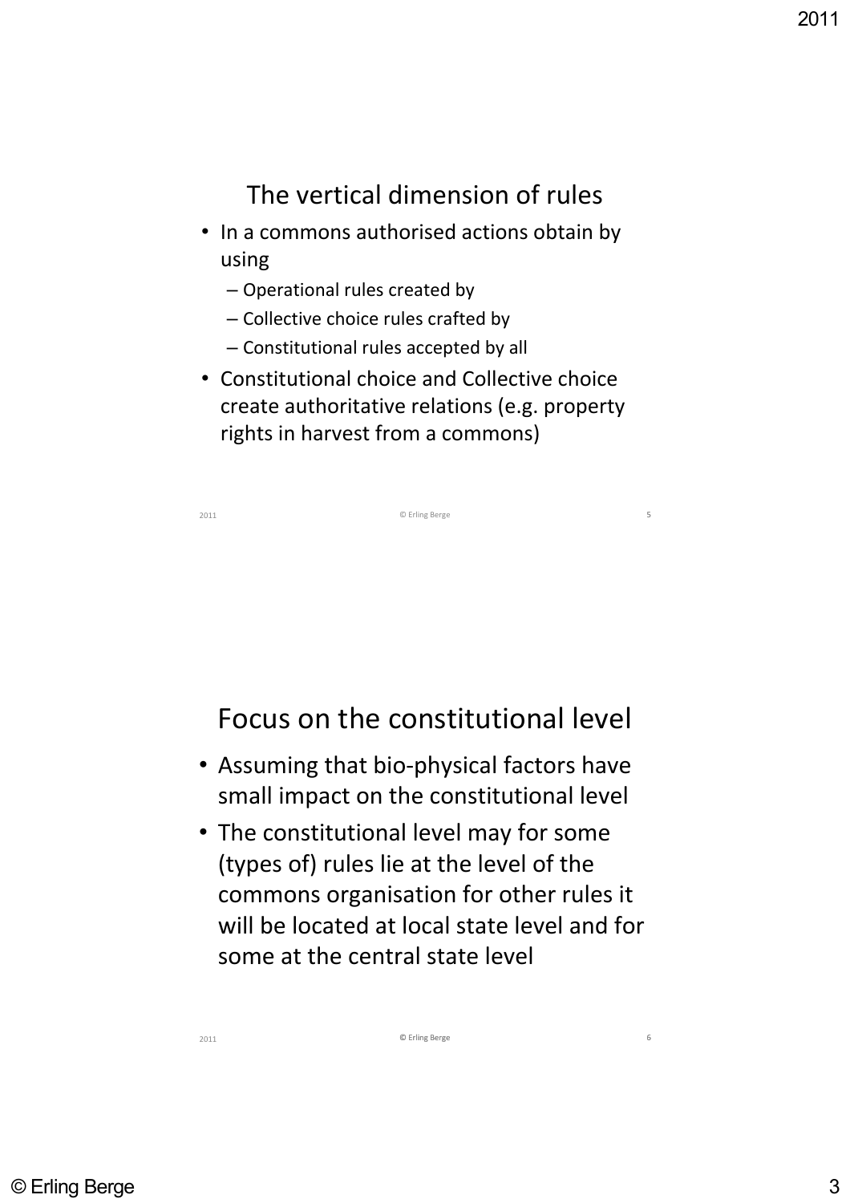## The vertical dimension of rules

- In a commons authorised actions obtain by using
  - Operational rules created by
  - Collective choice rules crafted by
  - Constitutional rules accepted by all
- Constitutional choice and Collective choice create authoritative relations (e.g. property rights in harvest from a commons)

## Focus on the constitutional level

- Assuming that bio-physical factors have small impact on the constitutional level
- The constitutional level may for some (types of) rules lie at the level of the commons organisation for other rules it will be located at local state level and for some at the central state level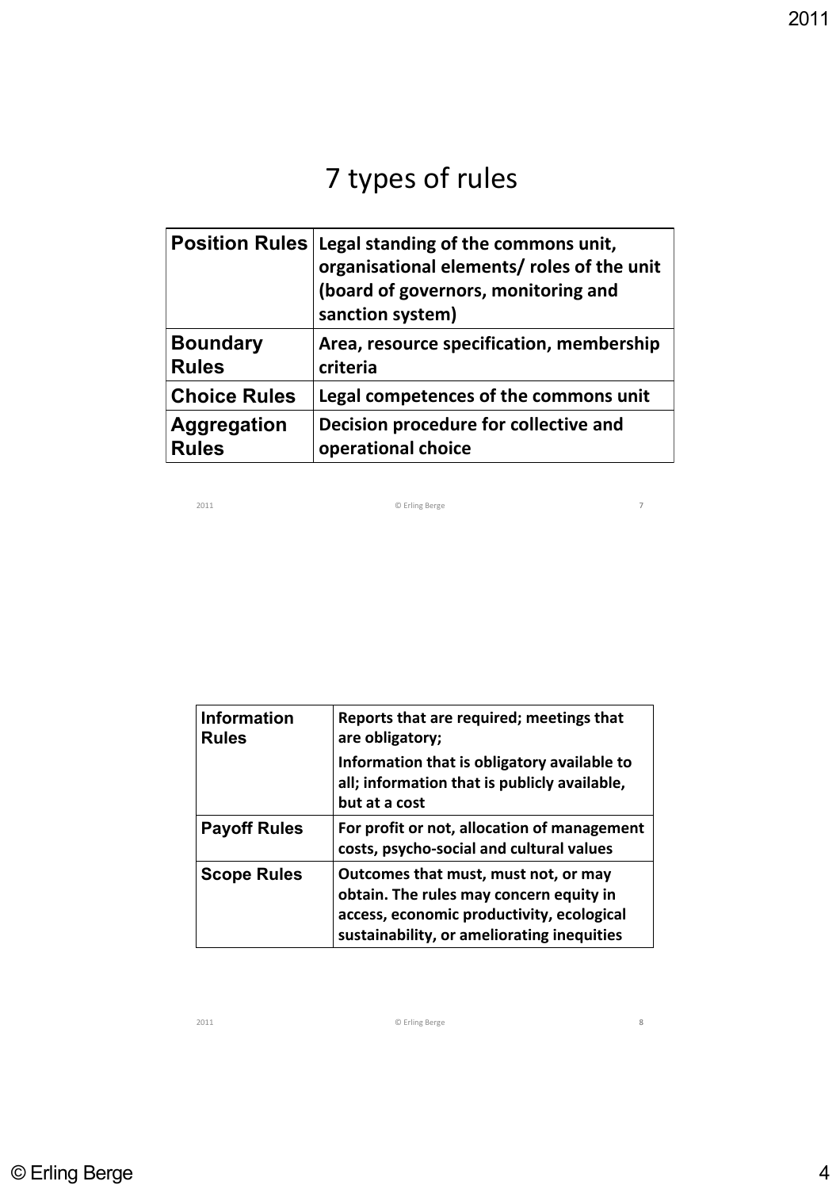# 7 types of rules

| Position Rules | Legal standing of the commons unit, organisational elements/ roles of the unit (board of governors, monitoring and sanction system) |
|---|---|
| Boundary Rules | Area, resource specification, membership criteria |
| Choice Rules | Legal competences of the commons unit |
| Aggregation Rules | Decision procedure for collective and operational choice |

| Information Rules | Reports that are required; meetings that are obligatory; Information that is obligatory available to all; information that is publicly available, but at a cost |
|---|---|
| Payoff Rules | For profit or not, allocation of management costs, psycho-social and cultural values |
| Scope Rules | Outcomes that must, must not, or may obtain. The rules may concern equity in access, economic productivity, ecological sustainability, or ameliorating inequities |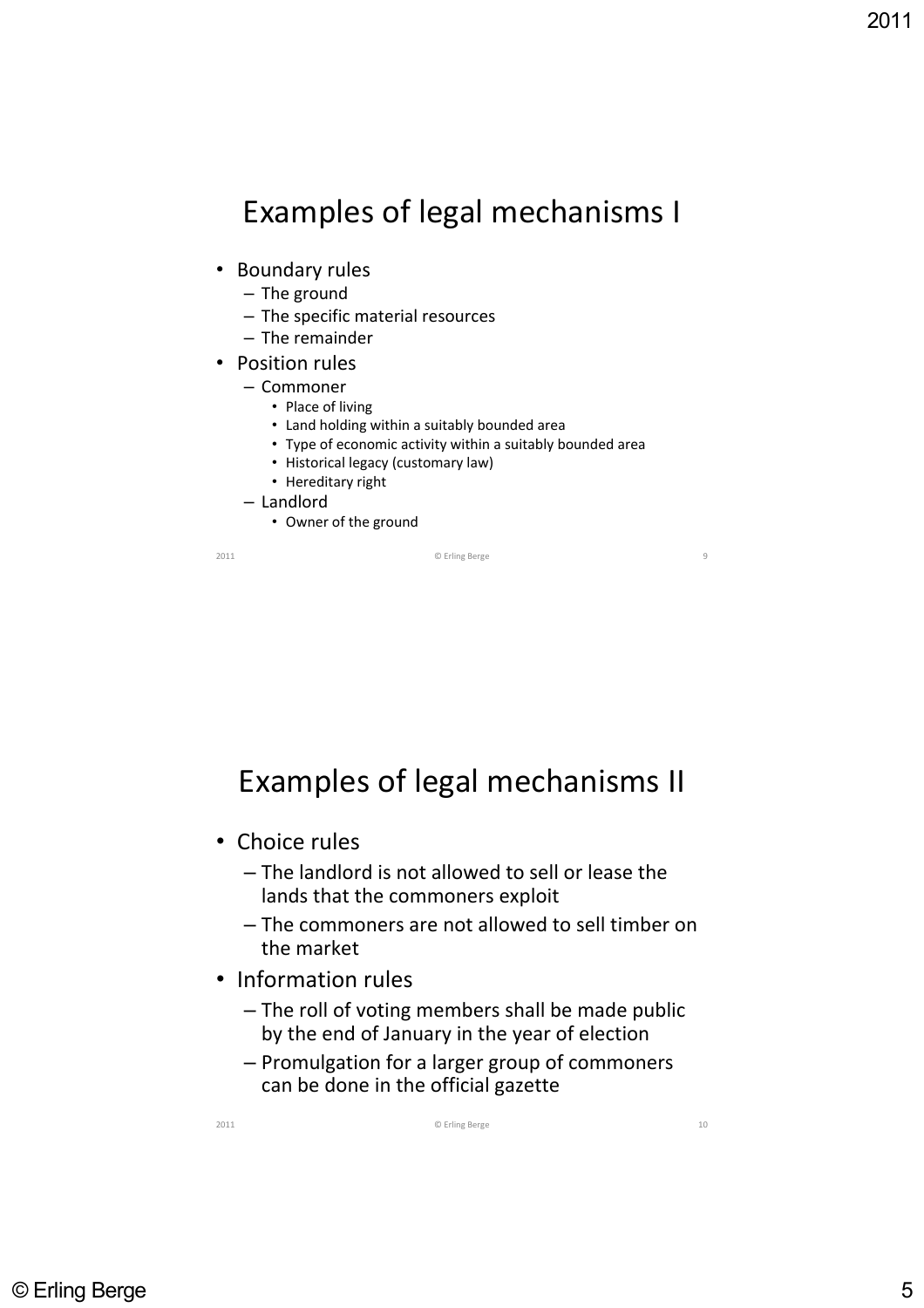## Examples of legal mechanisms I

- Boundary rules
  - The ground
  - The specific material resources
  - The remainder
- Position rules
  - Commoner
    - Place of living
    - Land holding within a suitably bounded area
    - Type of economic activity within a suitably bounded area
    - Historical legacy (customary law)
    - Hereditary right
  - Landlord
    - Owner of the ground

## Examples of legal mechanisms II

- Choice rules
  - The landlord is not allowed to sell or lease the lands that the commoners exploit
  - The commoners are not allowed to sell timber on the market
- Information rules
  - The roll of voting members shall be made public by the end of January in the year of election
  - Promulgation for a larger group of commoners can be done in the official gazette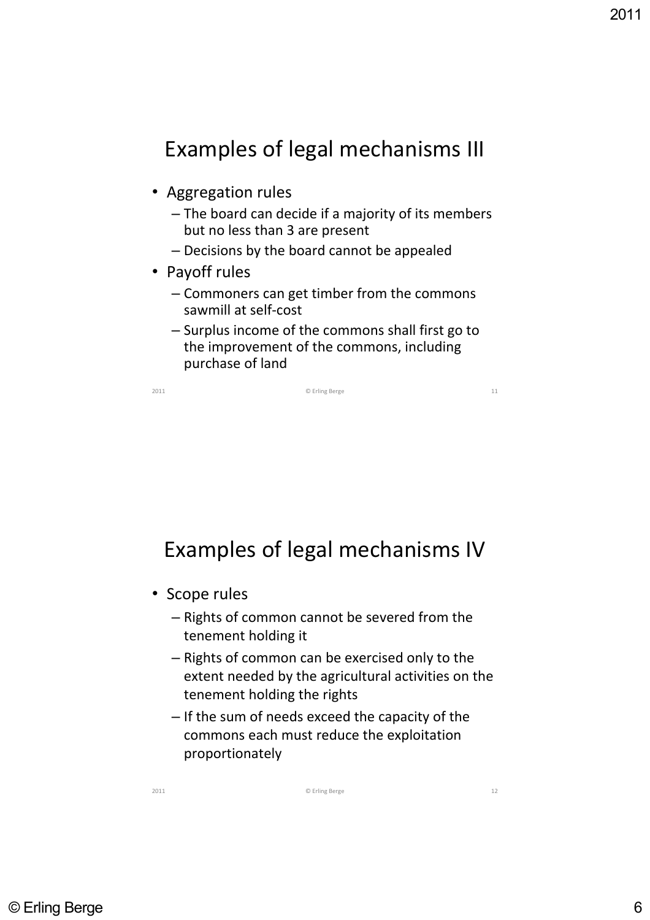## Examples of legal mechanisms III

- Aggregation rules
  - The board can decide if a majority of its members but no less than 3 are present
  - Decisions by the board cannot be appealed
- Payoff rules
  - Commoners can get timber from the commons sawmill at self-cost
  - Surplus income of the commons shall first go to the improvement of the commons, including purchase of land

## Examples of legal mechanisms IV

- Scope rules
  - Rights of common cannot be severed from the tenement holding it
  - Rights of common can be exercised only to the extent needed by the agricultural activities on the tenement holding the rights
  - If the sum of needs exceed the capacity of the commons each must reduce the exploitation proportionately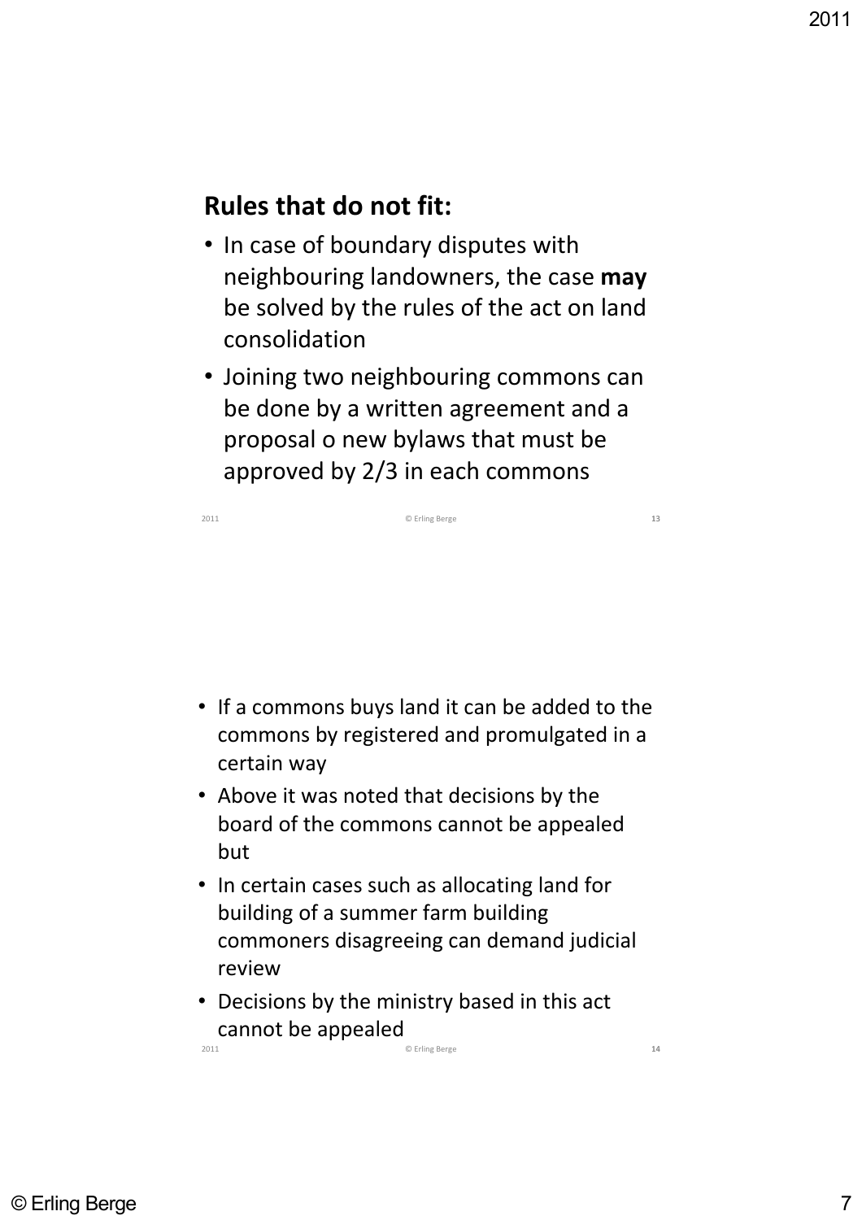## Rules that do not fit:

- In case of boundary disputes with neighbouring landowners, the case **may** be solved by the rules of the act on land consolidation
- Joining two neighbouring commons can be done by a written agreement and a proposal o new bylaws that must be approved by 2/3 in each commons

- If a commons buys land it can be added to the commons by registered and promulgated in a certain way
- Above it was noted that decisions by the board of the commons cannot be appealed but
- In certain cases such as allocating land for building of a summer farm building commoners disagreeing can demand judicial review
- Decisions by the ministry based in this act cannot be appealed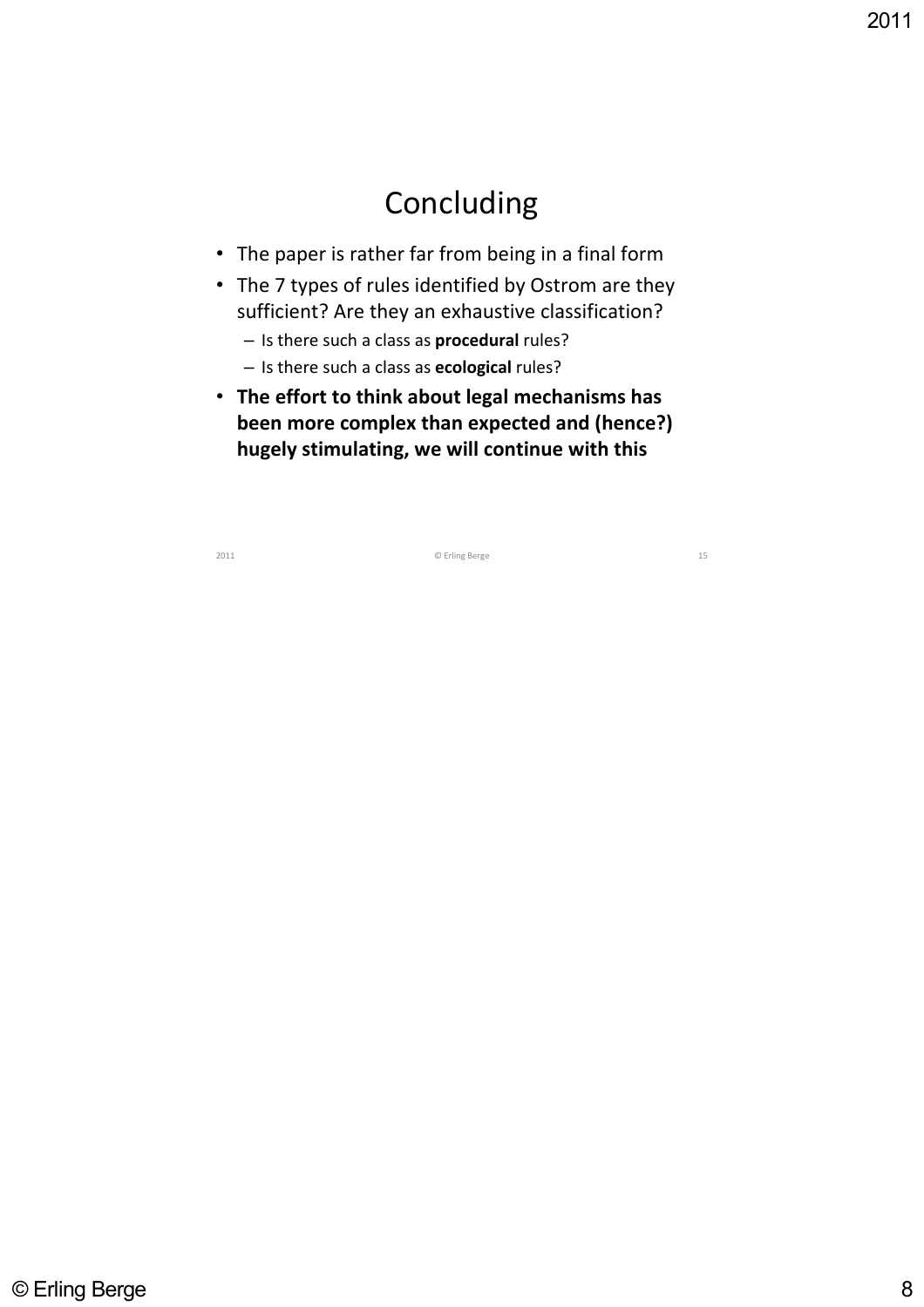# Concluding

- The paper is rather far from being in a final form
- The 7 types of rules identified by Ostrom are they sufficient? Are they an exhaustive classification?
  - Is there such a class as **procedural** rules?
  - Is there such a class as **ecological** rules?
- **The effort to think about legal mechanisms has been more complex than expected and (hence?) hugely stimulating, we will continue with this**